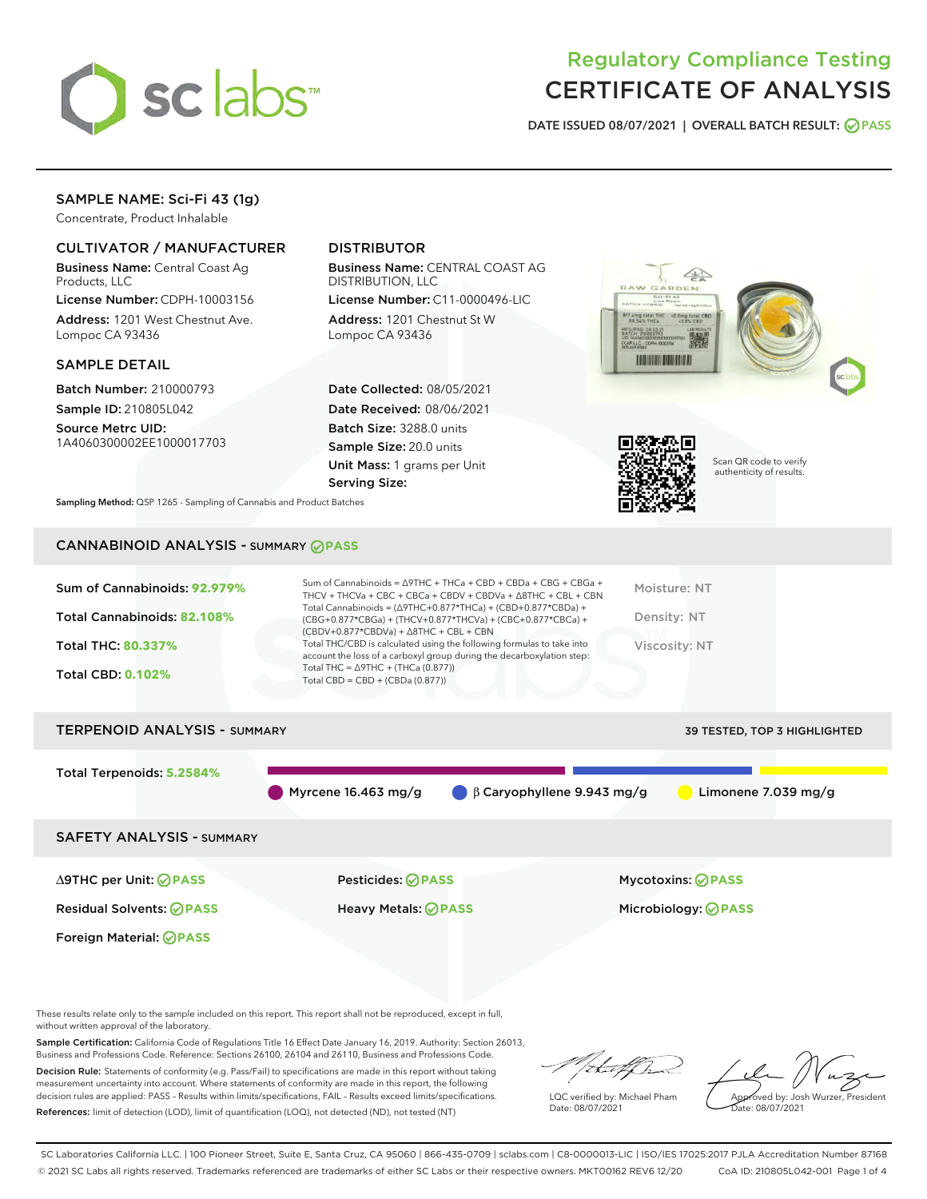# Regulatory Compliance Testing
# CERTIFICATE OF ANALYSIS

DATE ISSUED 08/07/2021 | OVERALL BATCH RESULT: PASS

## SAMPLE NAME: Sci-Fi 43 (1g)

Concentrate, Product Inhalable

### CULTIVATOR / MANUFACTURER

**Business Name:** Central Coast Ag Products, LLC

**License Number:** CDPH-10003156

**Address:** 1201 West Chestnut Ave. Lompoc CA 93436

### DISTRIBUTOR

**Business Name:** CENTRAL COAST AG DISTRIBUTION, LLC

**License Number:** C11-0000496-LIC

**Address:** 1201 Chestnut St W Lompoc CA 93436

### SAMPLE DETAIL

**Batch Number:** 210000793

**Sample ID:** 210805L042

**Source Metrc UID:** 1A4060300002EE1000017703

**Date Collected:** 08/05/2021

**Date Received:** 08/06/2021

**Batch Size:** 3288.0 units

**Sample Size:** 20.0 units

**Unit Mass:** 1 grams per Unit

**Serving Size:**

Scan QR code to verify authenticity of results.

**Sampling Method:** QSP 1265 - Sampling of Cannabis and Product Batches

## CANNABINOID ANALYSIS - SUMMARY PASS

Sum of Cannabinoids: **92.979%**

Total Cannabinoids: **82.108%**

Total THC: **80.337%**

Total CBD: **0.102%**

Sum of Cannabinoids = Δ9THC + THCa + CBD + CBDa + CBG + CBGa + THCV + THCVa + CBC + CBCa + CBDV + CBDVa + Δ8THC + CBL + CBN

Total Cannabinoids = (Δ9THC+0.877*THCa) + (CBD+0.877*CBDa) + (CBG+0.877*CBGa) + (THCV+0.877*THCVa) + (CBC+0.877*CBCa) + (CBDV+0.877*CBDVa) + Δ8THC + CBL + CBN

Total THC/CBD is calculated using the following formulas to take into account the loss of a carboxyl group during the decarboxylation step:

Total THC = Δ9THC + (THCa (0.877))

Total CBD = CBD + (CBDa (0.877))

Moisture: NT

Density: NT

Viscosity: NT

## TERPENOID ANALYSIS - SUMMARY

39 TESTED, TOP 3 HIGHLIGHTED

Total Terpenoids: **5.2584%**

Myrcene 16.463 mg/g | β Caryophyllene 9.943 mg/g | Limonene 7.039 mg/g

## SAFETY ANALYSIS - SUMMARY

| | | |
|---|---|---|
| Δ9THC per Unit: PASS | Pesticides: PASS | Mycotoxins: PASS |
| Residual Solvents: PASS | Heavy Metals: PASS | Microbiology: PASS |
| Foreign Material: PASS | | |

These results relate only to the sample included on this report. This report shall not be reproduced, except in full, without written approval of the laboratory.

**Sample Certification:** California Code of Regulations Title 16 Effect Date January 16, 2019. Authority: Section 26013, Business and Professions Code. Reference: Sections 26100, 26104 and 26110, Business and Professions Code.

**Decision Rule:** Statements of conformity (e.g. Pass/Fail) to specifications are made in this report without taking measurement uncertainty into account. Where statements of conformity are made in this report, the following decision rules are applied: PASS – Results within limits/specifications, FAIL – Results exceed limits/specifications.

**References:** limit of detection (LOD), limit of quantification (LOQ), not detected (ND), not tested (NT)

LQC verified by: Michael Pham
Date: 08/07/2021

Approved by: Josh Wurzer, President
Date: 08/07/2021

SC Laboratories California LLC. | 100 Pioneer Street, Suite E, Santa Cruz, CA 95060 | 866-435-0709 | sclabs.com | C8-0000013-LIC | ISO/IES 17025:2017 PJLA Accreditation Number 87168

© 2021 SC Labs all rights reserved. Trademarks referenced are trademarks of either SC Labs or their respective owners. MKT00162 REV6 12/20 CoA ID: 210805L042-001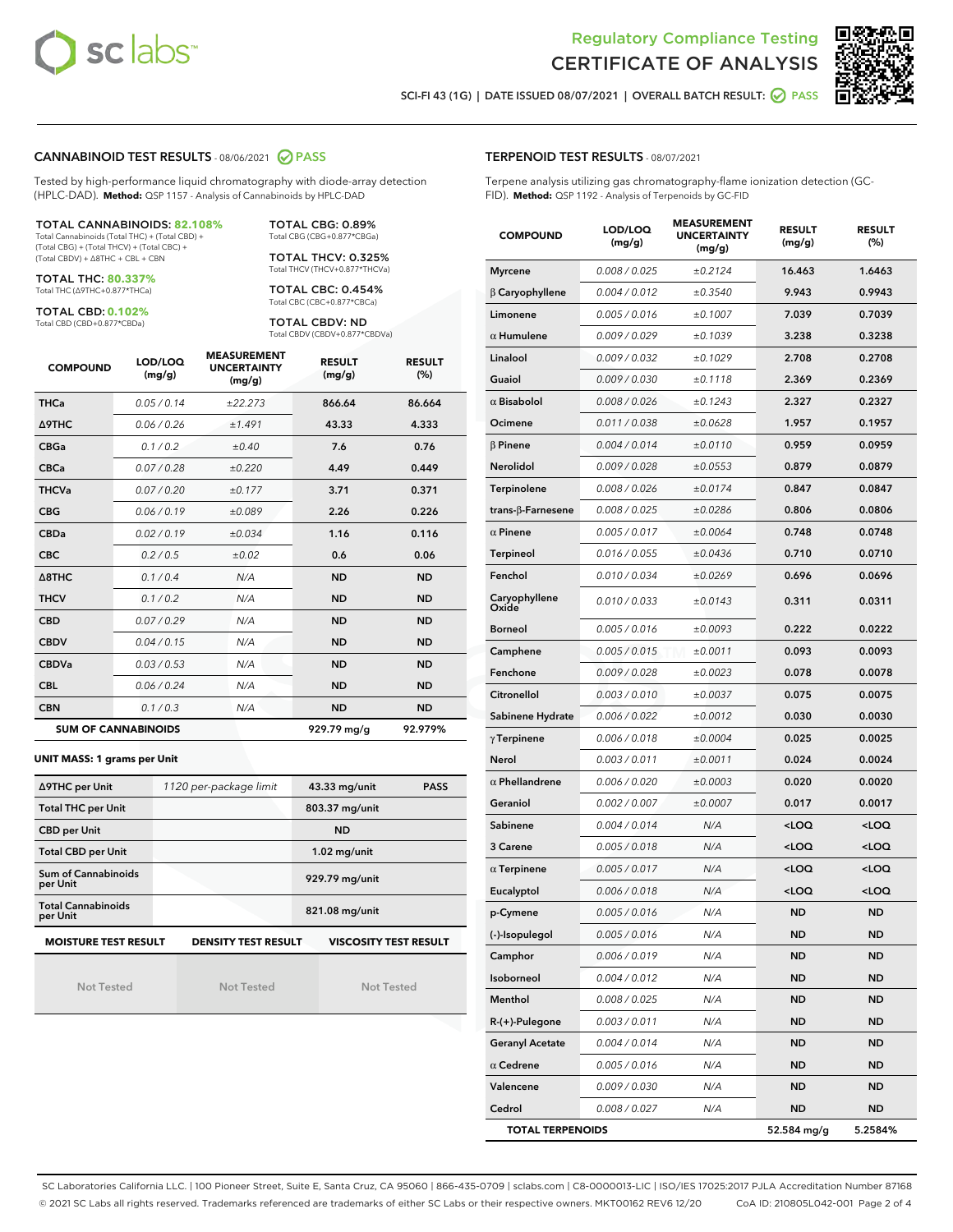# Regulatory Compliance Testing
# CERTIFICATE OF ANALYSIS

SCI-FI 43 (1G) | DATE ISSUED 08/07/2021 | OVERALL BATCH RESULT: PASS

## CANNABINOID TEST RESULTS - 08/06/2021 PASS

Tested by high-performance liquid chromatography with diode-array detection (HPLC-DAD). **Method:** QSP 1157 - Analysis of Cannabinoids by HPLC-DAD

**TOTAL CANNABINOIDS: 82.108%**
Total Cannabinoids (Total THC) + (Total CBD) + (Total CBG) + (Total THCV) + (Total CBC) + (Total CBDV) + Δ8THC + CBL + CBN

**TOTAL THC: 80.337%**
Total THC (Δ9THC+0.877*THCa)

**TOTAL CBD: 0.102%**
Total CBD (CBD+0.877*CBDa)

**TOTAL CBG: 0.89%**
Total CBG (CBG+0.877*CBGa)

**TOTAL THCV: 0.325%**
Total THCV (THCV+0.877*THCVa)

**TOTAL CBC: 0.454%**
Total CBC (CBC+0.877*CBCa)

**TOTAL CBDV: ND**
Total CBDV (CBDV+0.877*CBDVa)

| COMPOUND | LOD/LOQ (mg/g) | MEASUREMENT UNCERTAINTY (mg/g) | RESULT (mg/g) | RESULT (%) |
|---|---|---|---|---|
| THCa | 0.05 / 0.14 | ±22.273 | 866.64 | 86.664 |
| Δ9THC | 0.06 / 0.26 | ±1.491 | 43.33 | 4.333 |
| CBGa | 0.1 / 0.2 | ±0.40 | 7.6 | 0.76 |
| CBCa | 0.07 / 0.28 | ±0.220 | 4.49 | 0.449 |
| THCVa | 0.07 / 0.20 | ±0.177 | 3.71 | 0.371 |
| CBG | 0.06 / 0.19 | ±0.089 | 2.26 | 0.226 |
| CBDa | 0.02 / 0.19 | ±0.034 | 1.16 | 0.116 |
| CBC | 0.2 / 0.5 | ±0.02 | 0.6 | 0.06 |
| Δ8THC | 0.1 / 0.4 | N/A | ND | ND |
| THCV | 0.1 / 0.2 | N/A | ND | ND |
| CBD | 0.07 / 0.29 | N/A | ND | ND |
| CBDV | 0.04 / 0.15 | N/A | ND | ND |
| CBDVa | 0.03 / 0.53 | N/A | ND | ND |
| CBL | 0.06 / 0.24 | N/A | ND | ND |
| CBN | 0.1 / 0.3 | N/A | ND | ND |
| **SUM OF CANNABINOIDS** | | | **929.79 mg/g** | **92.979%** |

**UNIT MASS: 1 grams per Unit**

| | | | |
|---|---|---|---|
| Δ9THC per Unit | 1120 per-package limit | 43.33 mg/unit | PASS |
| Total THC per Unit | | 803.37 mg/unit | |
| CBD per Unit | | ND | |
| Total CBD per Unit | | 1.02 mg/unit | |
| Sum of Cannabinoids per Unit | | 929.79 mg/unit | |
| Total Cannabinoids per Unit | | 821.08 mg/unit | |

| MOISTURE TEST RESULT | DENSITY TEST RESULT | VISCOSITY TEST RESULT |
|---|---|---|
| Not Tested | Not Tested | Not Tested |

## TERPENOID TEST RESULTS - 08/07/2021

Terpene analysis utilizing gas chromatography-flame ionization detection (GC-FID). **Method:** QSP 1192 - Analysis of Terpenoids by GC-FID

| COMPOUND | LOD/LOQ (mg/g) | MEASUREMENT UNCERTAINTY (mg/g) | RESULT (mg/g) | RESULT (%) |
|---|---|---|---|---|
| Myrcene | 0.008 / 0.025 | ±0.2124 | 16.463 | 1.6463 |
| β Caryophyllene | 0.004 / 0.012 | ±0.3540 | 9.943 | 0.9943 |
| Limonene | 0.005 / 0.016 | ±0.1007 | 7.039 | 0.7039 |
| α Humulene | 0.009 / 0.029 | ±0.1039 | 3.238 | 0.3238 |
| Linalool | 0.009 / 0.032 | ±0.1029 | 2.708 | 0.2708 |
| Guaiol | 0.009 / 0.030 | ±0.1118 | 2.369 | 0.2369 |
| α Bisabolol | 0.008 / 0.026 | ±0.1243 | 2.327 | 0.2327 |
| Ocimene | 0.011 / 0.038 | ±0.0628 | 1.957 | 0.1957 |
| β Pinene | 0.004 / 0.014 | ±0.0110 | 0.959 | 0.0959 |
| Nerolidol | 0.009 / 0.028 | ±0.0553 | 0.879 | 0.0879 |
| Terpinolene | 0.008 / 0.026 | ±0.0174 | 0.847 | 0.0847 |
| trans-β-Farnesene | 0.008 / 0.025 | ±0.0286 | 0.806 | 0.0806 |
| α Pinene | 0.005 / 0.017 | ±0.0064 | 0.748 | 0.0748 |
| Terpineol | 0.016 / 0.055 | ±0.0436 | 0.710 | 0.0710 |
| Fenchol | 0.010 / 0.034 | ±0.0269 | 0.696 | 0.0696 |
| Caryophyllene Oxide | 0.010 / 0.033 | ±0.0143 | 0.311 | 0.0311 |
| Borneol | 0.005 / 0.016 | ±0.0093 | 0.222 | 0.0222 |
| Camphene | 0.005 / 0.015 | ±0.0011 | 0.093 | 0.0093 |
| Fenchone | 0.009 / 0.028 | ±0.0023 | 0.078 | 0.0078 |
| Citronellol | 0.003 / 0.010 | ±0.0037 | 0.075 | 0.0075 |
| Sabinene Hydrate | 0.006 / 0.022 | ±0.0012 | 0.030 | 0.0030 |
| γ Terpinene | 0.006 / 0.018 | ±0.0004 | 0.025 | 0.0025 |
| Nerol | 0.003 / 0.011 | ±0.0011 | 0.024 | 0.0024 |
| α Phellandrene | 0.006 / 0.020 | ±0.0003 | 0.020 | 0.0020 |
| Geraniol | 0.002 / 0.007 | ±0.0007 | 0.017 | 0.0017 |
| Sabinene | 0.004 / 0.014 | N/A | <LOQ | <LOQ |
| 3 Carene | 0.005 / 0.018 | N/A | <LOQ | <LOQ |
| α Terpinene | 0.005 / 0.017 | N/A | <LOQ | <LOQ |
| Eucalyptol | 0.006 / 0.018 | N/A | <LOQ | <LOQ |
| p-Cymene | 0.005 / 0.016 | N/A | ND | ND |
| (-)-Isopulegol | 0.005 / 0.016 | N/A | ND | ND |
| Camphor | 0.006 / 0.019 | N/A | ND | ND |
| Isoborneol | 0.004 / 0.012 | N/A | ND | ND |
| Menthol | 0.008 / 0.025 | N/A | ND | ND |
| R-(+)-Pulegone | 0.003 / 0.011 | N/A | ND | ND |
| Geranyl Acetate | 0.004 / 0.014 | N/A | ND | ND |
| α Cedrene | 0.005 / 0.016 | N/A | ND | ND |
| Valencene | 0.009 / 0.030 | N/A | ND | ND |
| Cedrol | 0.008 / 0.027 | N/A | ND | ND |
| **TOTAL TERPENOIDS** | | | **52.584 mg/g** | **5.2584%** |

SC Laboratories California LLC. | 100 Pioneer Street, Suite E, Santa Cruz, CA 95060 | 866-435-0709 | sclabs.com | C8-0000013-LIC | ISO/IES 17025:2017 PJLA Accreditation Number 87168
© 2021 SC Labs all rights reserved. Trademarks referenced are trademarks of either SC Labs or their respective owners. MKT00162 REV6 12/20 CoA ID: 210805L042-001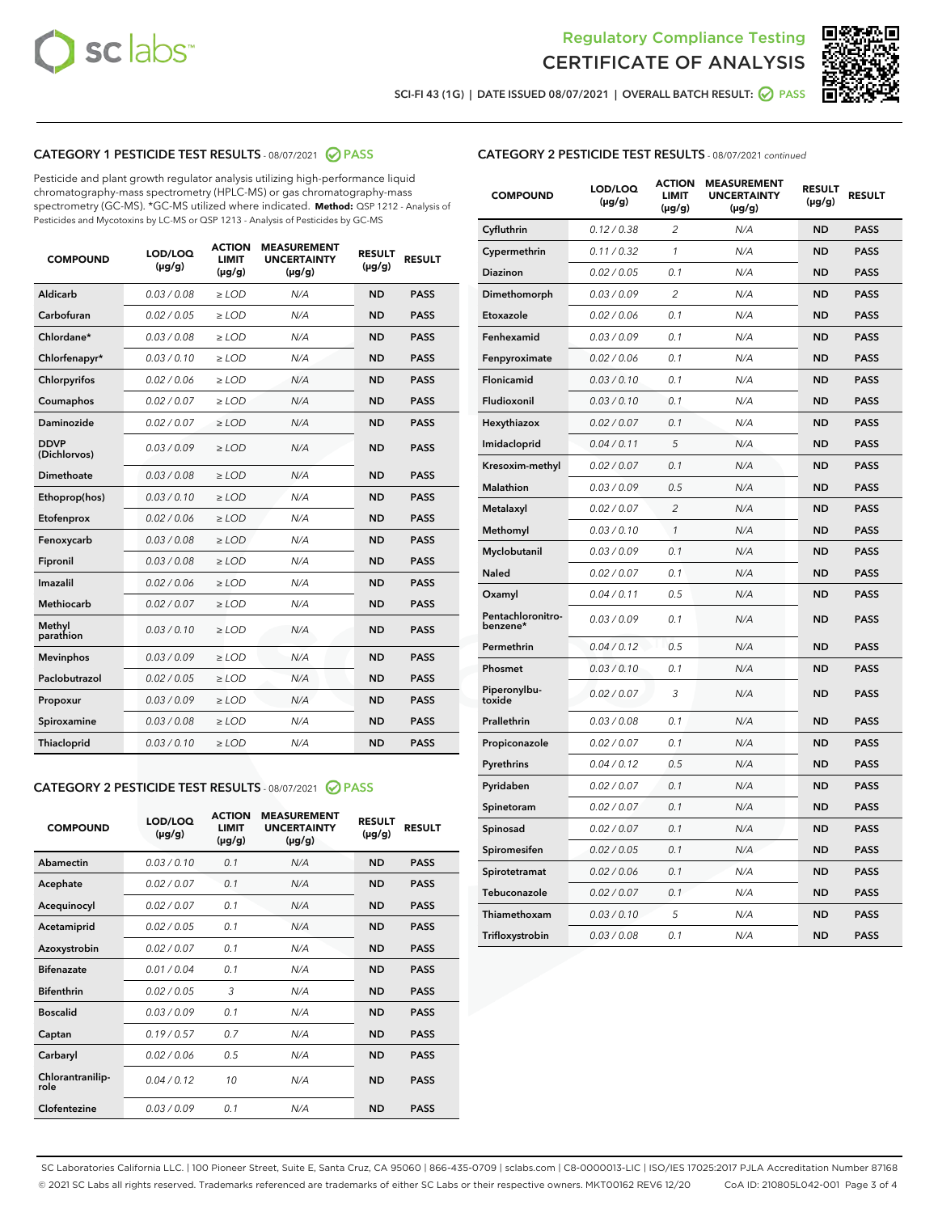Regulatory Compliance Testing

# CERTIFICATE OF ANALYSIS

SCI-FI 43 (1G) | DATE ISSUED 08/07/2021 | OVERALL BATCH RESULT: PASS

## CATEGORY 1 PESTICIDE TEST RESULTS - 08/07/2021 PASS

Pesticide and plant growth regulator analysis utilizing high-performance liquid chromatography-mass spectrometry (HPLC-MS) or gas chromatography-mass spectrometry (GC-MS). *GC-MS utilized where indicated. **Method:** QSP 1212 - Analysis of Pesticides and Mycotoxins by LC-MS or QSP 1213 - Analysis of Pesticides by GC-MS

| COMPOUND | LOD/LOQ (µg/g) | ACTION LIMIT (µg/g) | MEASUREMENT UNCERTAINTY (µg/g) | RESULT (µg/g) | RESULT |
|---|---|---|---|---|---|
| Aldicarb | 0.03 / 0.08 | ≥ LOD | N/A | ND | PASS |
| Carbofuran | 0.02 / 0.05 | ≥ LOD | N/A | ND | PASS |
| Chlordane* | 0.03 / 0.08 | ≥ LOD | N/A | ND | PASS |
| Chlorfenapyr* | 0.03 / 0.10 | ≥ LOD | N/A | ND | PASS |
| Chlorpyrifos | 0.02 / 0.06 | ≥ LOD | N/A | ND | PASS |
| Coumaphos | 0.02 / 0.07 | ≥ LOD | N/A | ND | PASS |
| Daminozide | 0.02 / 0.07 | ≥ LOD | N/A | ND | PASS |
| DDVP (Dichlorvos) | 0.03 / 0.09 | ≥ LOD | N/A | ND | PASS |
| Dimethoate | 0.03 / 0.08 | ≥ LOD | N/A | ND | PASS |
| Ethoprop(hos) | 0.03 / 0.10 | ≥ LOD | N/A | ND | PASS |
| Etofenprox | 0.02 / 0.06 | ≥ LOD | N/A | ND | PASS |
| Fenoxycarb | 0.03 / 0.08 | ≥ LOD | N/A | ND | PASS |
| Fipronil | 0.03 / 0.08 | ≥ LOD | N/A | ND | PASS |
| Imazalil | 0.02 / 0.06 | ≥ LOD | N/A | ND | PASS |
| Methiocarb | 0.02 / 0.07 | ≥ LOD | N/A | ND | PASS |
| Methyl parathion | 0.03 / 0.10 | ≥ LOD | N/A | ND | PASS |
| Mevinphos | 0.03 / 0.09 | ≥ LOD | N/A | ND | PASS |
| Paclobutrazol | 0.02 / 0.05 | ≥ LOD | N/A | ND | PASS |
| Propoxur | 0.03 / 0.09 | ≥ LOD | N/A | ND | PASS |
| Spiroxamine | 0.03 / 0.08 | ≥ LOD | N/A | ND | PASS |
| Thiacloprid | 0.03 / 0.10 | ≥ LOD | N/A | ND | PASS |

## CATEGORY 2 PESTICIDE TEST RESULTS - 08/07/2021 PASS

| COMPOUND | LOD/LOQ (µg/g) | ACTION LIMIT (µg/g) | MEASUREMENT UNCERTAINTY (µg/g) | RESULT (µg/g) | RESULT |
|---|---|---|---|---|---|
| Abamectin | 0.03 / 0.10 | 0.1 | N/A | ND | PASS |
| Acephate | 0.02 / 0.07 | 0.1 | N/A | ND | PASS |
| Acequinocyl | 0.02 / 0.07 | 0.1 | N/A | ND | PASS |
| Acetamiprid | 0.02 / 0.05 | 0.1 | N/A | ND | PASS |
| Azoxystrobin | 0.02 / 0.07 | 0.1 | N/A | ND | PASS |
| Bifenazate | 0.01 / 0.04 | 0.1 | N/A | ND | PASS |
| Bifenthrin | 0.02 / 0.05 | 3 | N/A | ND | PASS |
| Boscalid | 0.03 / 0.09 | 0.1 | N/A | ND | PASS |
| Captan | 0.19 / 0.57 | 0.7 | N/A | ND | PASS |
| Carbaryl | 0.02 / 0.06 | 0.5 | N/A | ND | PASS |
| Chlorantraniliprole | 0.04 / 0.12 | 10 | N/A | ND | PASS |
| Clofentezine | 0.03 / 0.09 | 0.1 | N/A | ND | PASS |
| Cyfluthrin | 0.12 / 0.38 | 2 | N/A | ND | PASS |
| Cypermethrin | 0.11 / 0.32 | 1 | N/A | ND | PASS |
| Diazinon | 0.02 / 0.05 | 0.1 | N/A | ND | PASS |
| Dimethomorph | 0.03 / 0.09 | 2 | N/A | ND | PASS |
| Etoxazole | 0.02 / 0.06 | 0.1 | N/A | ND | PASS |
| Fenhexamid | 0.03 / 0.09 | 0.1 | N/A | ND | PASS |
| Fenpyroximate | 0.02 / 0.06 | 0.1 | N/A | ND | PASS |
| Flonicamid | 0.03 / 0.10 | 0.1 | N/A | ND | PASS |
| Fludioxonil | 0.03 / 0.10 | 0.1 | N/A | ND | PASS |
| Hexythiazox | 0.02 / 0.07 | 0.1 | N/A | ND | PASS |
| Imidacloprid | 0.04 / 0.11 | 5 | N/A | ND | PASS |
| Kresoxim-methyl | 0.02 / 0.07 | 0.1 | N/A | ND | PASS |
| Malathion | 0.03 / 0.09 | 0.5 | N/A | ND | PASS |
| Metalaxyl | 0.02 / 0.07 | 2 | N/A | ND | PASS |
| Methomyl | 0.03 / 0.10 | 1 | N/A | ND | PASS |
| Myclobutanil | 0.03 / 0.09 | 0.1 | N/A | ND | PASS |
| Naled | 0.02 / 0.07 | 0.1 | N/A | ND | PASS |
| Oxamyl | 0.04 / 0.11 | 0.5 | N/A | ND | PASS |
| Pentachloronitrobenzene* | 0.03 / 0.09 | 0.1 | N/A | ND | PASS |
| Permethrin | 0.04 / 0.12 | 0.5 | N/A | ND | PASS |
| Phosmet | 0.03 / 0.10 | 0.1 | N/A | ND | PASS |
| Piperonylbutoxide | 0.02 / 0.07 | 3 | N/A | ND | PASS |
| Prallethrin | 0.03 / 0.08 | 0.1 | N/A | ND | PASS |
| Propiconazole | 0.02 / 0.07 | 0.1 | N/A | ND | PASS |
| Pyrethrins | 0.04 / 0.12 | 0.5 | N/A | ND | PASS |
| Pyridaben | 0.02 / 0.07 | 0.1 | N/A | ND | PASS |
| Spinetoram | 0.02 / 0.07 | 0.1 | N/A | ND | PASS |
| Spinosad | 0.02 / 0.07 | 0.1 | N/A | ND | PASS |
| Spiromesifen | 0.02 / 0.05 | 0.1 | N/A | ND | PASS |
| Spirotetramat | 0.02 / 0.06 | 0.1 | N/A | ND | PASS |
| Tebuconazole | 0.02 / 0.07 | 0.1 | N/A | ND | PASS |
| Thiamethoxam | 0.03 / 0.10 | 5 | N/A | ND | PASS |
| Trifloxystrobin | 0.03 / 0.08 | 0.1 | N/A | ND | PASS |

SC Laboratories California LLC. | 100 Pioneer Street, Suite E, Santa Cruz, CA 95060 | 866-435-0709 | sclabs.com | C8-0000013-LIC | ISO/IES 17025:2017 PJLA Accreditation Number 87168
© 2021 SC Labs all rights reserved. Trademarks referenced are trademarks of either SC Labs or their respective owners. MKT00162 REV6 12/20 CoA ID: 210805L042-001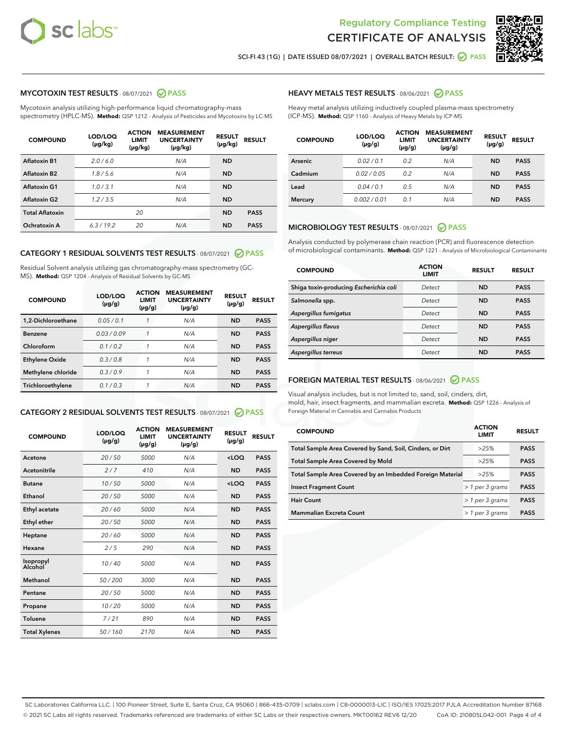Regulatory Compliance Testing
# CERTIFICATE OF ANALYSIS

SCI-FI 43 (1G) | DATE ISSUED 08/07/2021 | OVERALL BATCH RESULT: PASS

## MYCOTOXIN TEST RESULTS - 08/07/2021 PASS

Mycotoxin analysis utilizing high-performance liquid chromatography-mass spectrometry (HPLC-MS). **Method:** QSP 1212 - Analysis of Pesticides and Mycotoxins by LC-MS

| COMPOUND | LOD/LOQ (μg/kg) | ACTION LIMIT (μg/kg) | MEASUREMENT UNCERTAINTY (μg/kg) | RESULT (μg/kg) | RESULT |
|---|---|---|---|---|---|
| Aflatoxin B1 | 2.0 / 6.0 | | N/A | ND | |
| Aflatoxin B2 | 1.8 / 5.6 | | N/A | ND | |
| Aflatoxin G1 | 1.0 / 3.1 | | N/A | ND | |
| Aflatoxin G2 | 1.2 / 3.5 | | N/A | ND | |
| Total Aflatoxin | | 20 | | ND | PASS |
| Ochratoxin A | 6.3 / 19.2 | 20 | N/A | ND | PASS |

## CATEGORY 1 RESIDUAL SOLVENTS TEST RESULTS - 08/07/2021 PASS

Residual Solvent analysis utilizing gas chromatography-mass spectrometry (GC-MS). **Method:** QSP 1204 - Analysis of Residual Solvents by GC-MS

| COMPOUND | LOD/LOQ (μg/g) | ACTION LIMIT (μg/g) | MEASUREMENT UNCERTAINTY (μg/g) | RESULT (μg/g) | RESULT |
|---|---|---|---|---|---|
| 1,2-Dichloroethane | 0.05 / 0.1 | 1 | N/A | ND | PASS |
| Benzene | 0.03 / 0.09 | 1 | N/A | ND | PASS |
| Chloroform | 0.1 / 0.2 | 1 | N/A | ND | PASS |
| Ethylene Oxide | 0.3 / 0.8 | 1 | N/A | ND | PASS |
| Methylene chloride | 0.3 / 0.9 | 1 | N/A | ND | PASS |
| Trichloroethylene | 0.1 / 0.3 | 1 | N/A | ND | PASS |

## CATEGORY 2 RESIDUAL SOLVENTS TEST RESULTS - 08/07/2021 PASS

| COMPOUND | LOD/LOQ (μg/g) | ACTION LIMIT (μg/g) | MEASUREMENT UNCERTAINTY (μg/g) | RESULT (μg/g) | RESULT |
|---|---|---|---|---|---|
| Acetone | 20 / 50 | 5000 | N/A | <LOQ | PASS |
| Acetonitrile | 2 / 7 | 410 | N/A | ND | PASS |
| Butane | 10 / 50 | 5000 | N/A | <LOQ | PASS |
| Ethanol | 20 / 50 | 5000 | N/A | ND | PASS |
| Ethyl acetate | 20 / 60 | 5000 | N/A | ND | PASS |
| Ethyl ether | 20 / 50 | 5000 | N/A | ND | PASS |
| Heptane | 20 / 60 | 5000 | N/A | ND | PASS |
| Hexane | 2 / 5 | 290 | N/A | ND | PASS |
| Isopropyl Alcohol | 10 / 40 | 5000 | N/A | ND | PASS |
| Methanol | 50 / 200 | 3000 | N/A | ND | PASS |
| Pentane | 20 / 50 | 5000 | N/A | ND | PASS |
| Propane | 10 / 20 | 5000 | N/A | ND | PASS |
| Toluene | 7 / 21 | 890 | N/A | ND | PASS |
| Total Xylenes | 50 / 160 | 2170 | N/A | ND | PASS |

## HEAVY METALS TEST RESULTS - 08/06/2021 PASS

Heavy metal analysis utilizing inductively coupled plasma-mass spectrometry (ICP-MS). **Method:** QSP 1160 - Analysis of Heavy Metals by ICP-MS

| COMPOUND | LOD/LOQ (μg/g) | ACTION LIMIT (μg/g) | MEASUREMENT UNCERTAINTY (μg/g) | RESULT (μg/g) | RESULT |
|---|---|---|---|---|---|
| Arsenic | 0.02 / 0.1 | 0.2 | N/A | ND | PASS |
| Cadmium | 0.02 / 0.05 | 0.2 | N/A | ND | PASS |
| Lead | 0.04 / 0.1 | 0.5 | N/A | ND | PASS |
| Mercury | 0.002 / 0.01 | 0.1 | N/A | ND | PASS |

## MICROBIOLOGY TEST RESULTS - 08/07/2021 PASS

Analysis conducted by polymerase chain reaction (PCR) and fluorescence detection of microbiological contaminants. **Method:** QSP 1221 - Analysis of Microbiological Contaminants

| COMPOUND | ACTION LIMIT | RESULT | RESULT |
|---|---|---|---|
| Shiga toxin-producing *Escherichia coli* | Detect | ND | PASS |
| *Salmonella* spp. | Detect | ND | PASS |
| *Aspergillus fumigatus* | Detect | ND | PASS |
| *Aspergillus flavus* | Detect | ND | PASS |
| *Aspergillus niger* | Detect | ND | PASS |
| *Aspergillus terreus* | Detect | ND | PASS |

## FOREIGN MATERIAL TEST RESULTS - 08/06/2021 PASS

Visual analysis includes, but is not limited to, sand, soil, cinders, dirt, mold, hair, insect fragments, and mammalian excreta. **Method:** QSP 1226 - Analysis of Foreign Material in Cannabis and Cannabis Products

| COMPOUND | ACTION LIMIT | RESULT |
|---|---|---|
| Total Sample Area Covered by Sand, Soil, Cinders, or Dirt | >25% | PASS |
| Total Sample Area Covered by Mold | >25% | PASS |
| Total Sample Area Covered by an Imbedded Foreign Material | >25% | PASS |
| Insect Fragment Count | > 1 per 3 grams | PASS |
| Hair Count | > 1 per 3 grams | PASS |
| Mammalian Excreta Count | > 1 per 3 grams | PASS |

SC Laboratories California LLC. | 100 Pioneer Street, Suite E, Santa Cruz, CA 95060 | 866-435-0709 | sclabs.com | C8-0000013-LIC | ISO/IES 17025:2017 PJLA Accreditation Number 87168
© 2021 SC Labs all rights reserved. Trademarks referenced are trademarks of either SC Labs or their respective owners. MKT00162 REV6 12/20 CoA ID: 210805L042-001